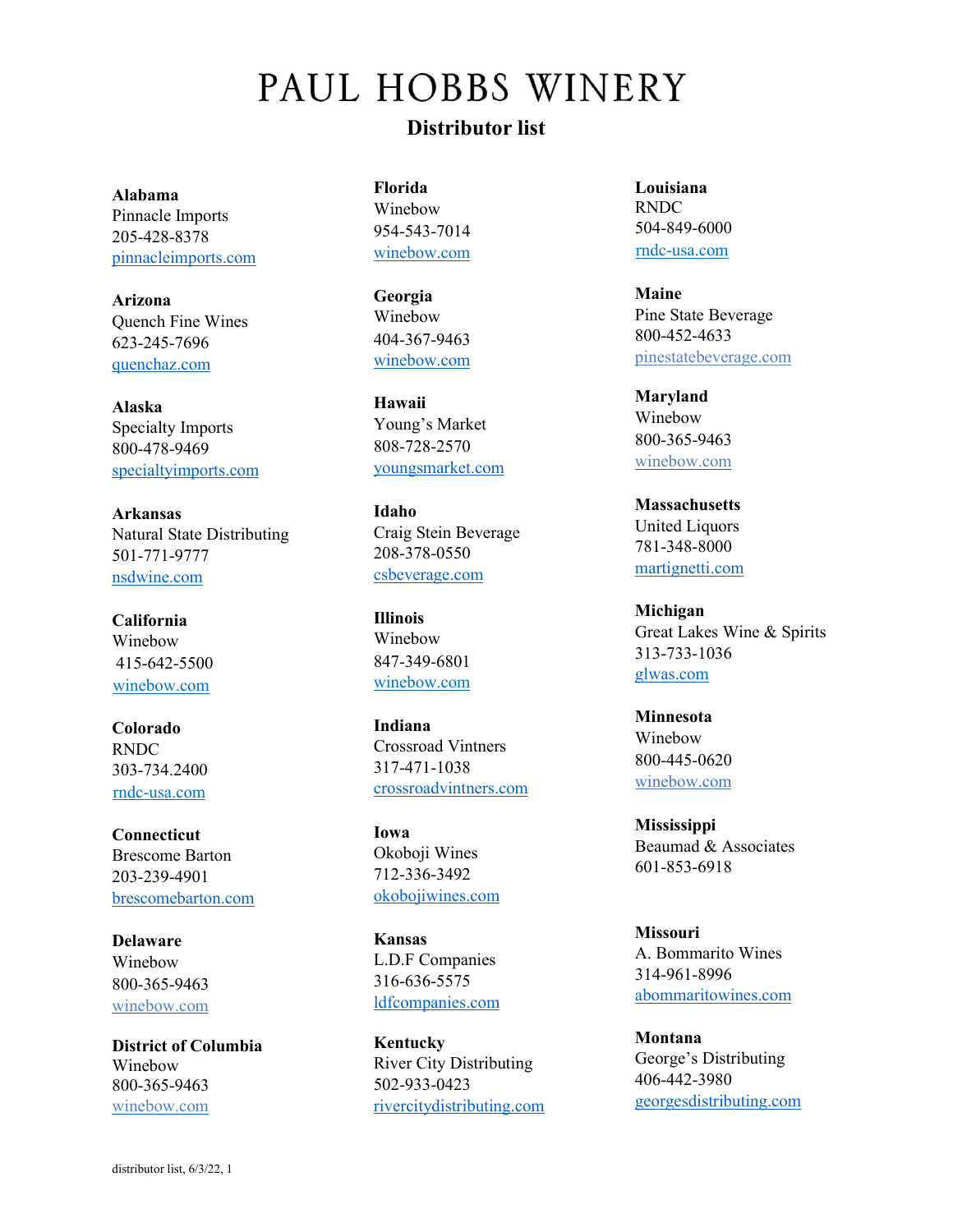# PAUL HOBBS WINERY

## Distributor list

**Alabama**
Pinnacle Imports
205-428-8378
pinnacleimports.com

**Arizona**
Quench Fine Wines
623-245-7696
quenchaz.com

**Alaska**
Specialty Imports
800-478-9469
specialtyimports.com

**Arkansas**
Natural State Distributing
501-771-9777
nsdwine.com

**California**
Winebow
415-642-5500
winebow.com

**Colorado**
RNDC
303-734.2400
rndc-usa.com

**Connecticut**
Brescome Barton
203-239-4901
brescomebarton.com

**Delaware**
Winebow
800-365-9463
winebow.com

**District of Columbia**
Winebow
800-365-9463
winebow.com

**Florida**
Winebow
954-543-7014
winebow.com

**Georgia**
Winebow
404-367-9463
winebow.com

**Hawaii**
Young's Market
808-728-2570
youngsmarket.com

**Idaho**
Craig Stein Beverage
208-378-0550
csbeverage.com

**Illinois**
Winebow
847-349-6801
winebow.com

**Indiana**
Crossroad Vintners
317-471-1038
crossroadvintners.com

**Iowa**
Okoboji Wines
712-336-3492
okobojiwines.com

**Kansas**
L.D.F Companies
316-636-5575
ldfcompanies.com

**Kentucky**
River City Distributing
502-933-0423
rivercitydistributing.com

**Louisiana**
RNDC
504-849-6000
rndc-usa.com

**Maine**
Pine State Beverage
800-452-4633
pinestatebeverage.com

**Maryland**
Winebow
800-365-9463
winebow.com

**Massachusetts**
United Liquors
781-348-8000
martignetti.com

**Michigan**
Great Lakes Wine & Spirits
313-733-1036
glwas.com

**Minnesota**
Winebow
800-445-0620
winebow.com

**Mississippi**
Beaumad & Associates
601-853-6918

**Missouri**
A. Bommarito Wines
314-961-8996
abommaritowines.com

**Montana**
George's Distributing
406-442-3980
georgesdistributing.com

distributor list, 6/3/22, 1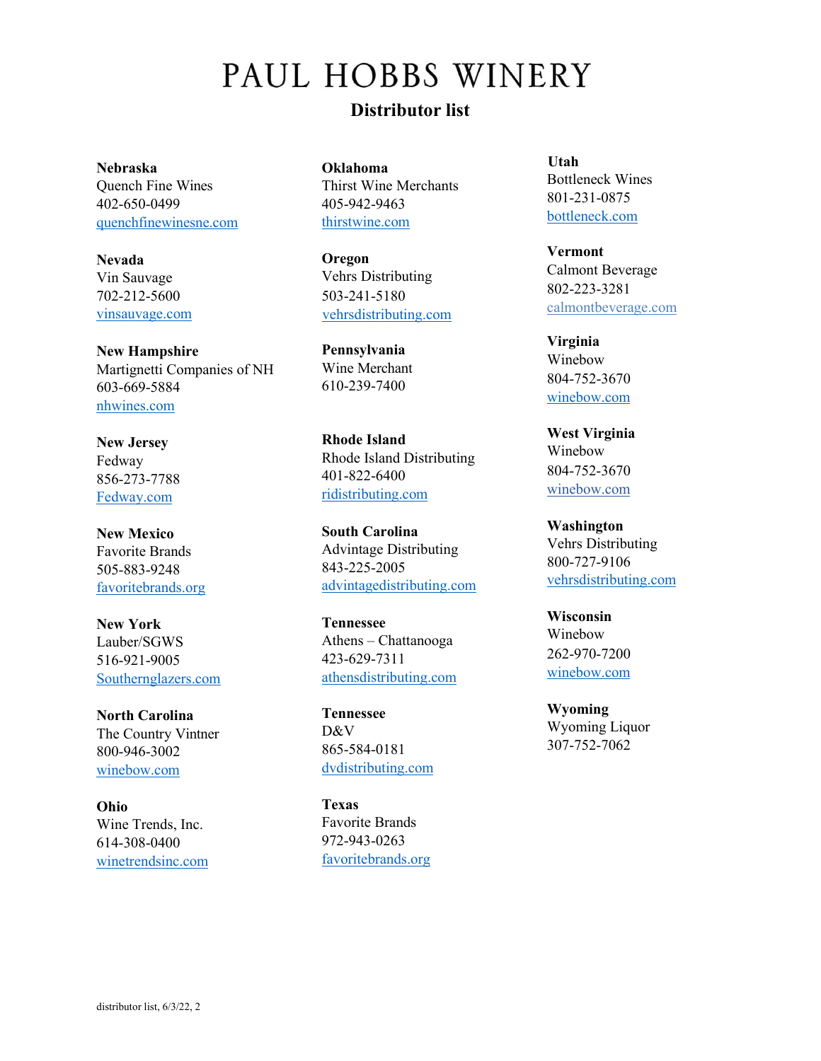# PAUL HOBBS WINERY

## Distributor list

**Nebraska**
Quench Fine Wines
402-650-0499
quenchfinewinesne.com

**Nevada**
Vin Sauvage
702-212-5600
vinsauvage.com

**New Hampshire**
Martignetti Companies of NH
603-669-5884
nhwines.com

**New Jersey**
Fedway
856-273-7788
Fedway.com

**New Mexico**
Favorite Brands
505-883-9248
favoritebrands.org

**New York**
Lauber/SGWS
516-921-9005
Southernglazers.com

**North Carolina**
The Country Vintner
800-946-3002
winebow.com

**Ohio**
Wine Trends, Inc.
614-308-0400
winetrendsinc.com

**Oklahoma**
Thirst Wine Merchants
405-942-9463
thirstwine.com

**Oregon**
Vehrs Distributing
503-241-5180
vehrsdistributing.com

**Pennsylvania**
Wine Merchant
610-239-7400

**Rhode Island**
Rhode Island Distributing
401-822-6400
ridistributing.com

**South Carolina**
Advintage Distributing
843-225-2005
advintagedistributing.com

**Tennessee**
Athens – Chattanooga
423-629-7311
athensdistributing.com

**Tennessee**
D&V
865-584-0181
dvdistributing.com

**Texas**
Favorite Brands
972-943-0263
favoritebrands.org

**Utah**
Bottleneck Wines
801-231-0875
bottleneck.com

**Vermont**
Calmont Beverage
802-223-3281
calmontbeverage.com

**Virginia**
Winebow
804-752-3670
winebow.com

**West Virginia**
Winebow
804-752-3670
winebow.com

**Washington**
Vehrs Distributing
800-727-9106
vehrsdistributing.com

**Wisconsin**
Winebow
262-970-7200
winebow.com

**Wyoming**
Wyoming Liquor
307-752-7062